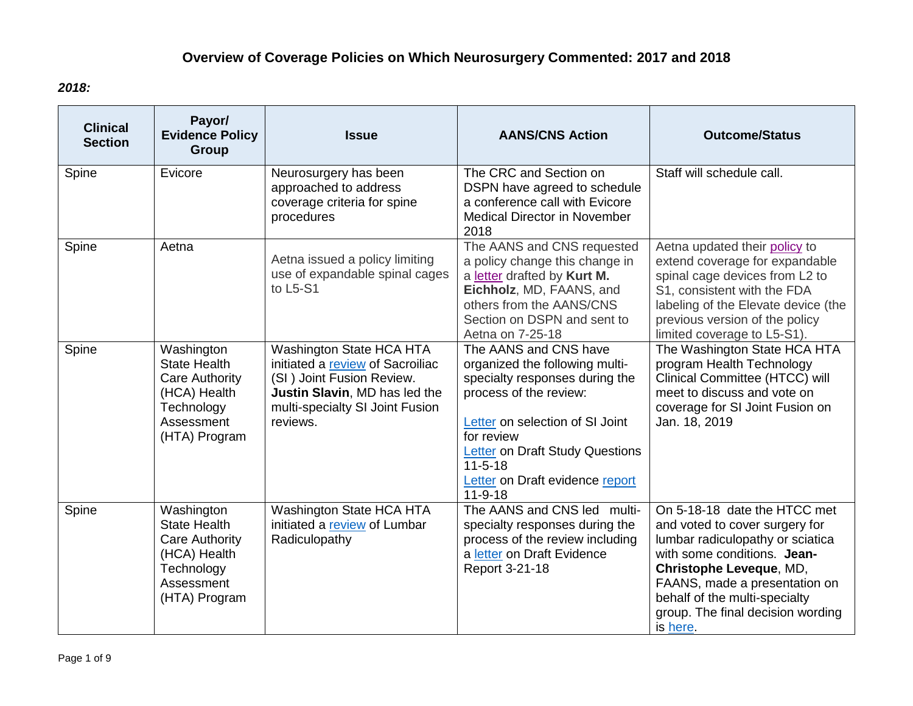# Overview of Coverage Policies on Which Neurosurgery Commented: 2017 and 2018

***2018:***

| Clinical Section | Payor/ Evidence Policy Group | Issue | AANS/CNS Action | Outcome/Status |
|---|---|---|---|---|
| Spine | Evicore | Neurosurgery has been approached to address coverage criteria for spine procedures | The CRC and Section on DSPN have agreed to schedule a conference call with Evicore Medical Director in November 2018 | Staff will schedule call. |
| Spine | Aetna | Aetna issued a policy limiting use of expandable spinal cages to L5-S1 | The AANS and CNS requested a policy change this change in a letter drafted by **Kurt M. Eichholz**, MD, FAANS, and others from the AANS/CNS Section on DSPN and sent to Aetna on 7-25-18 | Aetna updated their policy to extend coverage for expandable spinal cage devices from L2 to S1, consistent with the FDA labeling of the Elevate device (the previous version of the policy limited coverage to L5-S1). |
| Spine | Washington State Health Care Authority (HCA) Health Technology Assessment (HTA) Program | Washington State HCA HTA initiated a review of Sacroiliac (SI ) Joint Fusion Review. **Justin Slavin**, MD has led the multi-specialty SI Joint Fusion reviews. | The AANS and CNS have organized the following multi-specialty responses during the process of the review:<br><br>Letter on selection of SI Joint for review<br>Letter on Draft Study Questions 11-5-18<br>Letter on Draft evidence report 11-9-18 | The Washington State HCA HTA program Health Technology Clinical Committee (HTCC) will meet to discuss and vote on coverage for SI Joint Fusion on Jan. 18, 2019 |
| Spine | Washington State Health Care Authority (HCA) Health Technology Assessment (HTA) Program | Washington State HCA HTA initiated a review of Lumbar Radiculopathy | The AANS and CNS led multi-specialty responses during the process of the review including a letter on Draft Evidence Report 3-21-18 | On 5-18-18 date the HTCC met and voted to cover surgery for lumbar radiculopathy or sciatica with some conditions. **Jean-Christophe Leveque**, MD, FAANS, made a presentation on behalf of the multi-specialty group. The final decision wording is here. |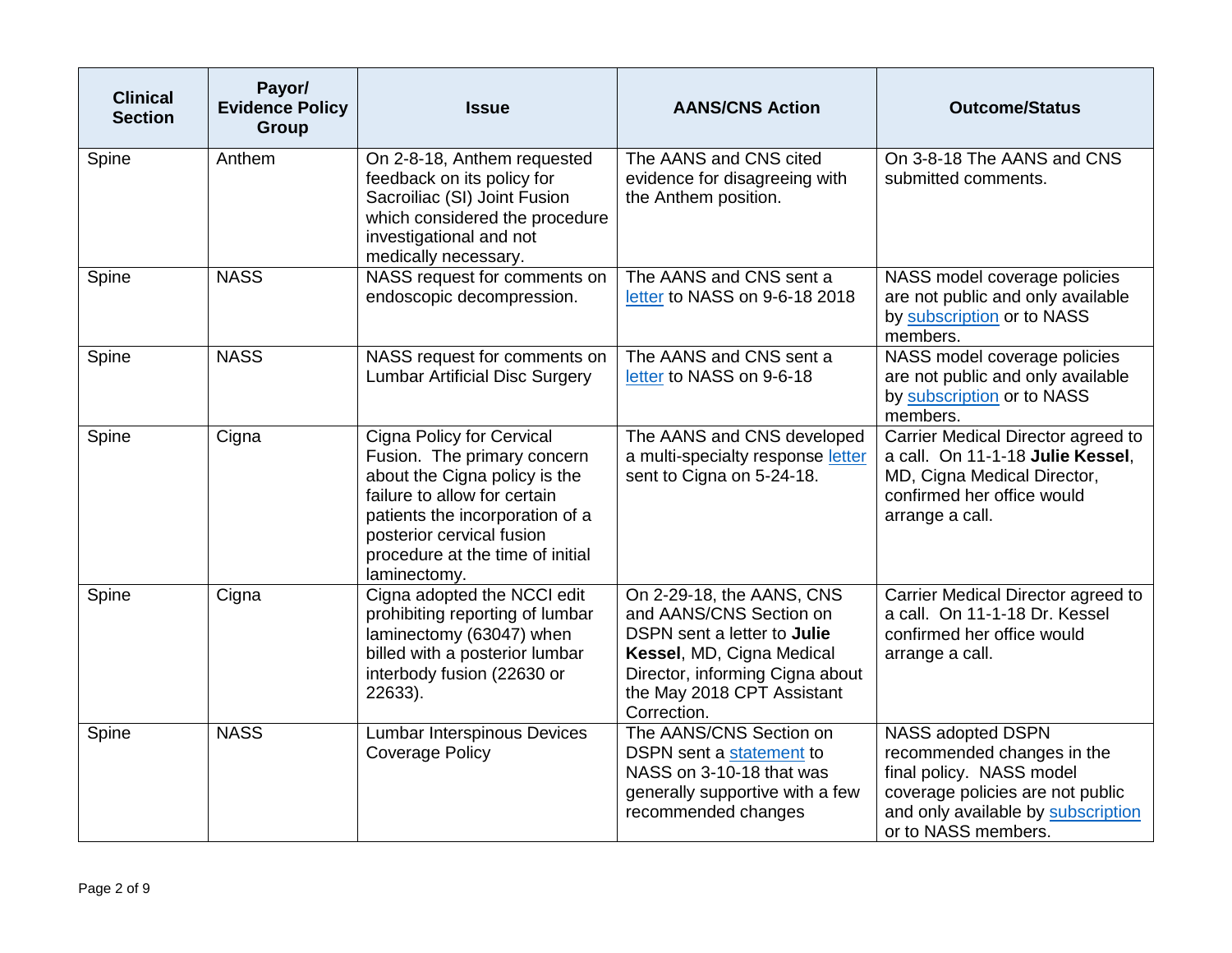| Clinical Section | Payor/ Evidence Policy Group | Issue | AANS/CNS Action | Outcome/Status |
|---|---|---|---|---|
| Spine | Anthem | On 2-8-18, Anthem requested feedback on its policy for Sacroiliac (SI) Joint Fusion which considered the procedure investigational and not medically necessary. | The AANS and CNS cited evidence for disagreeing with the Anthem position. | On 3-8-18 The AANS and CNS submitted comments. |
| Spine | NASS | NASS request for comments on endoscopic decompression. | The AANS and CNS sent a letter to NASS on 9-6-18 2018 | NASS model coverage policies are not public and only available by subscription or to NASS members. |
| Spine | NASS | NASS request for comments on Lumbar Artificial Disc Surgery | The AANS and CNS sent a letter to NASS on 9-6-18 | NASS model coverage policies are not public and only available by subscription or to NASS members. |
| Spine | Cigna | Cigna Policy for Cervical Fusion. The primary concern about the Cigna policy is the failure to allow for certain patients the incorporation of a posterior cervical fusion procedure at the time of initial laminectomy. | The AANS and CNS developed a multi-specialty response letter sent to Cigna on 5-24-18. | Carrier Medical Director agreed to a call. On 11-1-18 **Julie Kessel**, MD, Cigna Medical Director, confirmed her office would arrange a call. |
| Spine | Cigna | Cigna adopted the NCCI edit prohibiting reporting of lumbar laminectomy (63047) when billed with a posterior lumbar interbody fusion (22630 or 22633). | On 2-29-18, the AANS, CNS and AANS/CNS Section on DSPN sent a letter to **Julie Kessel**, MD, Cigna Medical Director, informing Cigna about the May 2018 CPT Assistant Correction. | Carrier Medical Director agreed to a call. On 11-1-18 Dr. Kessel confirmed her office would arrange a call. |
| Spine | NASS | Lumbar Interspinous Devices Coverage Policy | The AANS/CNS Section on DSPN sent a statement to NASS on 3-10-18 that was generally supportive with a few recommended changes | NASS adopted DSPN recommended changes in the final policy. NASS model coverage policies are not public and only available by subscription or to NASS members. |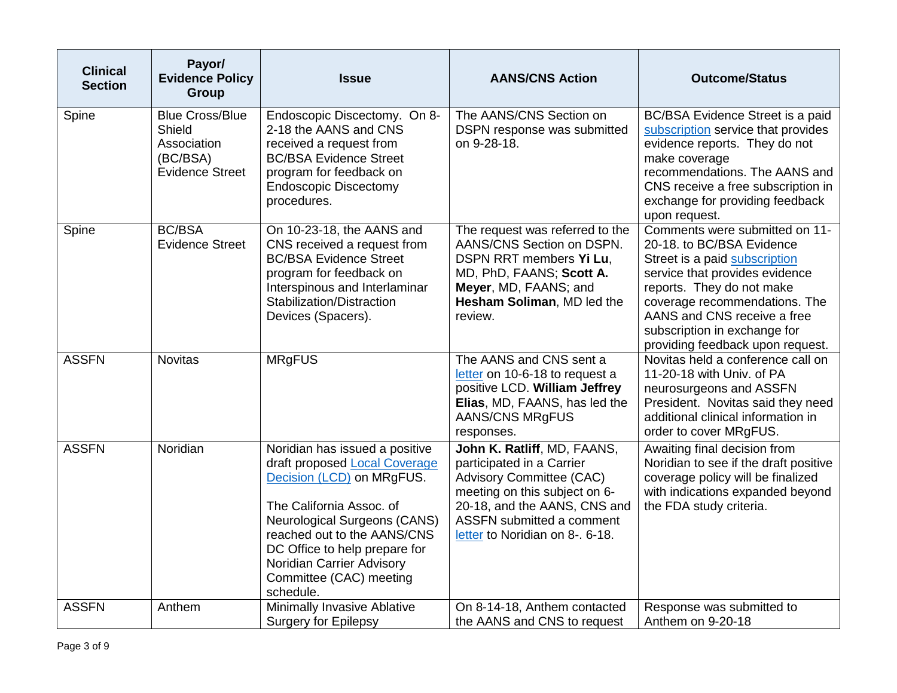| Clinical Section | Payor/ Evidence Policy Group | Issue | AANS/CNS Action | Outcome/Status |
|---|---|---|---|---|
| Spine | Blue Cross/Blue Shield Association (BC/BSA) Evidence Street | Endoscopic Discectomy. On 8-2-18 the AANS and CNS received a request from BC/BSA Evidence Street program for feedback on Endoscopic Discectomy procedures. | The AANS/CNS Section on DSPN response was submitted on 9-28-18. | BC/BSA Evidence Street is a paid subscription service that provides evidence reports. They do not make coverage recommendations. The AANS and CNS receive a free subscription in exchange for providing feedback upon request. |
| Spine | BC/BSA Evidence Street | On 10-23-18, the AANS and CNS received a request from BC/BSA Evidence Street program for feedback on Interspinous and Interlaminar Stabilization/Distraction Devices (Spacers). | The request was referred to the AANS/CNS Section on DSPN. DSPN RRT members **Yi Lu**, MD, PhD, FAANS; **Scott A. Meyer**, MD, FAANS; and **Hesham Soliman**, MD led the review. | Comments were submitted on 11-20-18. to BC/BSA Evidence Street is a paid subscription service that provides evidence reports. They do not make coverage recommendations. The AANS and CNS receive a free subscription in exchange for providing feedback upon request. |
| ASSFN | Novitas | MRgFUS | The AANS and CNS sent a letter on 10-6-18 to request a positive LCD. **William Jeffrey Elias**, MD, FAANS, has led the AANS/CNS MRgFUS responses. | Novitas held a conference call on 11-20-18 with Univ. of PA neurosurgeons and ASSFN President. Novitas said they need additional clinical information in order to cover MRgFUS. |
| ASSFN | Noridian | Noridian has issued a positive draft proposed Local Coverage Decision (LCD) on MRgFUS.<br><br>The California Assoc. of Neurological Surgeons (CANS) reached out to the AANS/CNS DC Office to help prepare for Noridian Carrier Advisory Committee (CAC) meeting schedule. | **John K. Ratliff**, MD, FAANS, participated in a Carrier Advisory Committee (CAC) meeting on this subject on 6-20-18, and the AANS, CNS and ASSFN submitted a comment letter to Noridian on 8-. 6-18. | Awaiting final decision from Noridian to see if the draft positive coverage policy will be finalized with indications expanded beyond the FDA study criteria. |
| ASSFN | Anthem | Minimally Invasive Ablative Surgery for Epilepsy | On 8-14-18, Anthem contacted the AANS and CNS to request | Response was submitted to Anthem on 9-20-18 |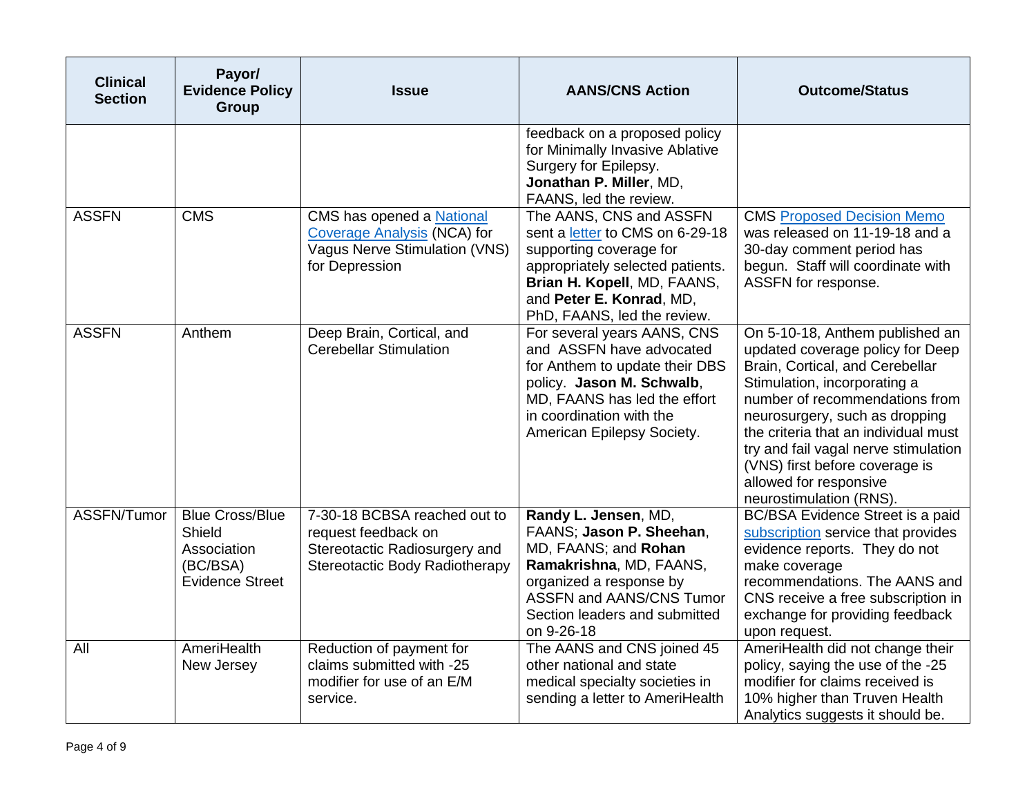| Clinical Section | Payor/ Evidence Policy Group | Issue | AANS/CNS Action | Outcome/Status |
|---|---|---|---|---|
| | | | feedback on a proposed policy for Minimally Invasive Ablative Surgery for Epilepsy. **Jonathan P. Miller**, MD, FAANS, led the review. | |
| ASSFN | CMS | CMS has opened a National Coverage Analysis (NCA) for Vagus Nerve Stimulation (VNS) for Depression | The AANS, CNS and ASSFN sent a letter to CMS on 6-29-18 supporting coverage for appropriately selected patients. **Brian H. Kopell**, MD, FAANS, and **Peter E. Konrad**, MD, PhD, FAANS, led the review. | CMS Proposed Decision Memo was released on 11-19-18 and a 30-day comment period has begun. Staff will coordinate with ASSFN for response. |
| ASSFN | Anthem | Deep Brain, Cortical, and Cerebellar Stimulation | For several years AANS, CNS and ASSFN have advocated for Anthem to update their DBS policy. **Jason M. Schwalb**, MD, FAANS has led the effort in coordination with the American Epilepsy Society. | On 5-10-18, Anthem published an updated coverage policy for Deep Brain, Cortical, and Cerebellar Stimulation, incorporating a number of recommendations from neurosurgery, such as dropping the criteria that an individual must try and fail vagal nerve stimulation (VNS) first before coverage is allowed for responsive neurostimulation (RNS). |
| ASSFN/Tumor | Blue Cross/Blue Shield Association (BC/BSA) Evidence Street | 7-30-18 BCBSA reached out to request feedback on Stereotactic Radiosurgery and Stereotactic Body Radiotherapy | **Randy L. Jensen**, MD, FAANS; **Jason P. Sheehan**, MD, FAANS; and **Rohan Ramakrishna**, MD, FAANS, organized a response by ASSFN and AANS/CNS Tumor Section leaders and submitted on 9-26-18 | BC/BSA Evidence Street is a paid subscription service that provides evidence reports. They do not make coverage recommendations. The AANS and CNS receive a free subscription in exchange for providing feedback upon request. |
| All | AmeriHealth New Jersey | Reduction of payment for claims submitted with -25 modifier for use of an E/M service. | The AANS and CNS joined 45 other national and state medical specialty societies in sending a letter to AmeriHealth | AmeriHealth did not change their policy, saying the use of the -25 modifier for claims received is 10% higher than Truven Health Analytics suggests it should be. |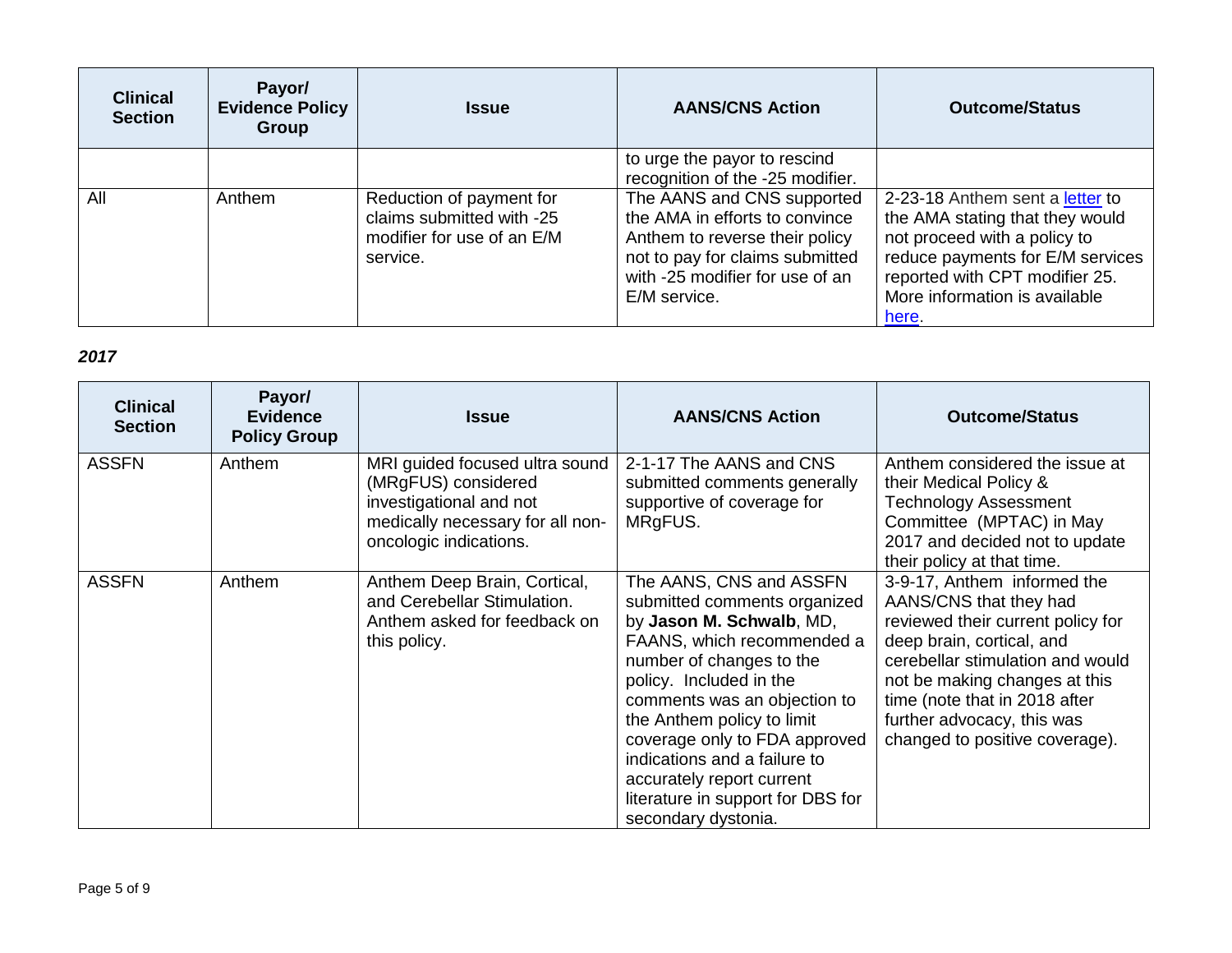| Clinical Section | Payor/ Evidence Policy Group | Issue | AANS/CNS Action | Outcome/Status |
|---|---|---|---|---|
| | | | to urge the payor to rescind recognition of the -25 modifier. | |
| All | Anthem | Reduction of payment for claims submitted with -25 modifier for use of an E/M service. | The AANS and CNS supported the AMA in efforts to convince Anthem to reverse their policy not to pay for claims submitted with -25 modifier for use of an E/M service. | 2-23-18 Anthem sent a letter to the AMA stating that they would not proceed with a policy to reduce payments for E/M services reported with CPT modifier 25. More information is available here. |

***2017***

| Clinical Section | Payor/ Evidence Policy Group | Issue | AANS/CNS Action | Outcome/Status |
|---|---|---|---|---|
| ASSFN | Anthem | MRI guided focused ultra sound (MRgFUS) considered investigational and not medically necessary for all non-oncologic indications. | 2-1-17 The AANS and CNS submitted comments generally supportive of coverage for MRgFUS. | Anthem considered the issue at their Medical Policy & Technology Assessment Committee (MPTAC) in May 2017 and decided not to update their policy at that time. |
| ASSFN | Anthem | Anthem Deep Brain, Cortical, and Cerebellar Stimulation. Anthem asked for feedback on this policy. | The AANS, CNS and ASSFN submitted comments organized by **Jason M. Schwalb**, MD, FAANS, which recommended a number of changes to the policy. Included in the comments was an objection to the Anthem policy to limit coverage only to FDA approved indications and a failure to accurately report current literature in support for DBS for secondary dystonia. | 3-9-17, Anthem informed the AANS/CNS that they had reviewed their current policy for deep brain, cortical, and cerebellar stimulation and would not be making changes at this time (note that in 2018 after further advocacy, this was changed to positive coverage). |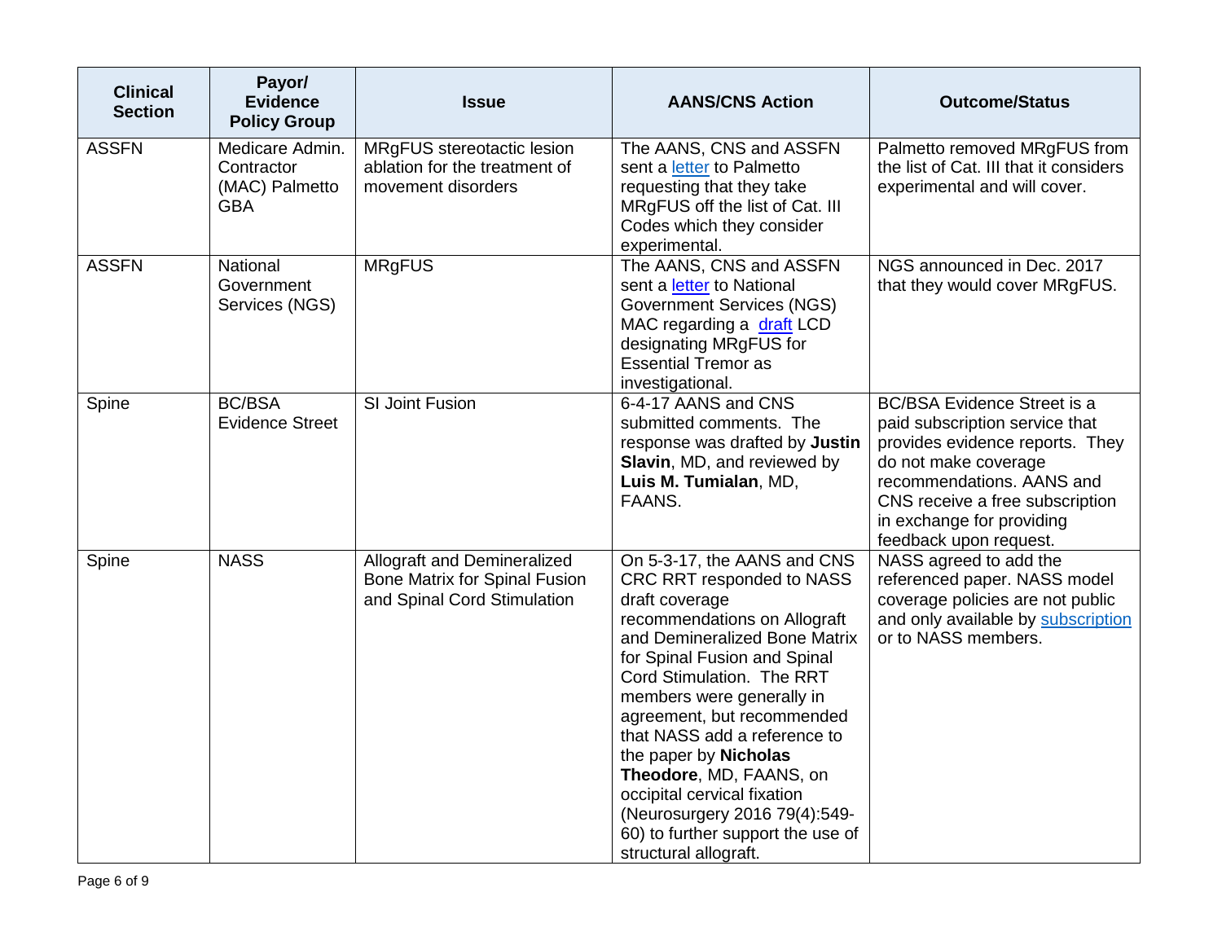| Clinical Section | Payor/ Evidence Policy Group | Issue | AANS/CNS Action | Outcome/Status |
|---|---|---|---|---|
| ASSFN | Medicare Admin. Contractor (MAC) Palmetto GBA | MRgFUS stereotactic lesion ablation for the treatment of movement disorders | The AANS, CNS and ASSFN sent a letter to Palmetto requesting that they take MRgFUS off the list of Cat. III Codes which they consider experimental. | Palmetto removed MRgFUS from the list of Cat. III that it considers experimental and will cover. |
| ASSFN | National Government Services (NGS) | MRgFUS | The AANS, CNS and ASSFN sent a letter to National Government Services (NGS) MAC regarding a draft LCD designating MRgFUS for Essential Tremor as investigational. | NGS announced in Dec. 2017 that they would cover MRgFUS. |
| Spine | BC/BSA Evidence Street | SI Joint Fusion | 6-4-17 AANS and CNS submitted comments. The response was drafted by **Justin Slavin**, MD, and reviewed by **Luis M. Tumialan**, MD, FAANS. | BC/BSA Evidence Street is a paid subscription service that provides evidence reports. They do not make coverage recommendations. AANS and CNS receive a free subscription in exchange for providing feedback upon request. |
| Spine | NASS | Allograft and Demineralized Bone Matrix for Spinal Fusion and Spinal Cord Stimulation | On 5-3-17, the AANS and CNS CRC RRT responded to NASS draft coverage recommendations on Allograft and Demineralized Bone Matrix for Spinal Fusion and Spinal Cord Stimulation. The RRT members were generally in agreement, but recommended that NASS add a reference to the paper by **Nicholas Theodore**, MD, FAANS, on occipital cervical fixation (Neurosurgery 2016 79(4):549-60) to further support the use of structural allograft. | NASS agreed to add the referenced paper. NASS model coverage policies are not public and only available by subscription or to NASS members. |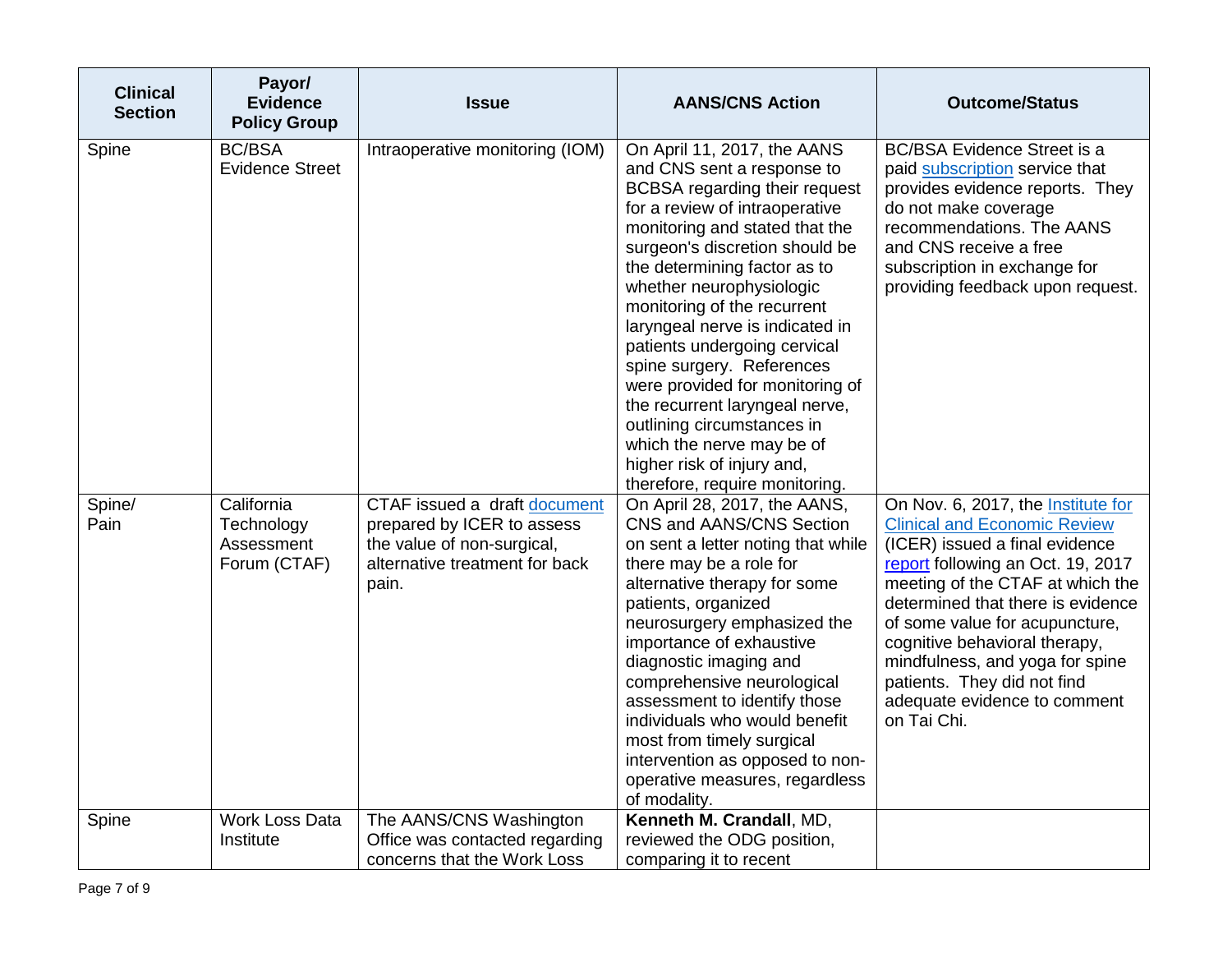| Clinical Section | Payor/ Evidence Policy Group | Issue | AANS/CNS Action | Outcome/Status |
|---|---|---|---|---|
| Spine | BC/BSA Evidence Street | Intraoperative monitoring (IOM) | On April 11, 2017, the AANS and CNS sent a response to BCBSA regarding their request for a review of intraoperative monitoring and stated that the surgeon's discretion should be the determining factor as to whether neurophysiologic monitoring of the recurrent laryngeal nerve is indicated in patients undergoing cervical spine surgery. References were provided for monitoring of the recurrent laryngeal nerve, outlining circumstances in which the nerve may be of higher risk of injury and, therefore, require monitoring. | BC/BSA Evidence Street is a paid subscription service that provides evidence reports. They do not make coverage recommendations. The AANS and CNS receive a free subscription in exchange for providing feedback upon request. |
| Spine/ Pain | California Technology Assessment Forum (CTAF) | CTAF issued a draft document prepared by ICER to assess the value of non-surgical, alternative treatment for back pain. | On April 28, 2017, the AANS, CNS and AANS/CNS Section on sent a letter noting that while there may be a role for alternative therapy for some patients, organized neurosurgery emphasized the importance of exhaustive diagnostic imaging and comprehensive neurological assessment to identify those individuals who would benefit most from timely surgical intervention as opposed to non-operative measures, regardless of modality. | On Nov. 6, 2017, the Institute for Clinical and Economic Review (ICER) issued a final evidence report following an Oct. 19, 2017 meeting of the CTAF at which the determined that there is evidence of some value for acupuncture, cognitive behavioral therapy, mindfulness, and yoga for spine patients. They did not find adequate evidence to comment on Tai Chi. |
| Spine | Work Loss Data Institute | The AANS/CNS Washington Office was contacted regarding concerns that the Work Loss | **Kenneth M. Crandall**, MD, reviewed the ODG position, comparing it to recent | |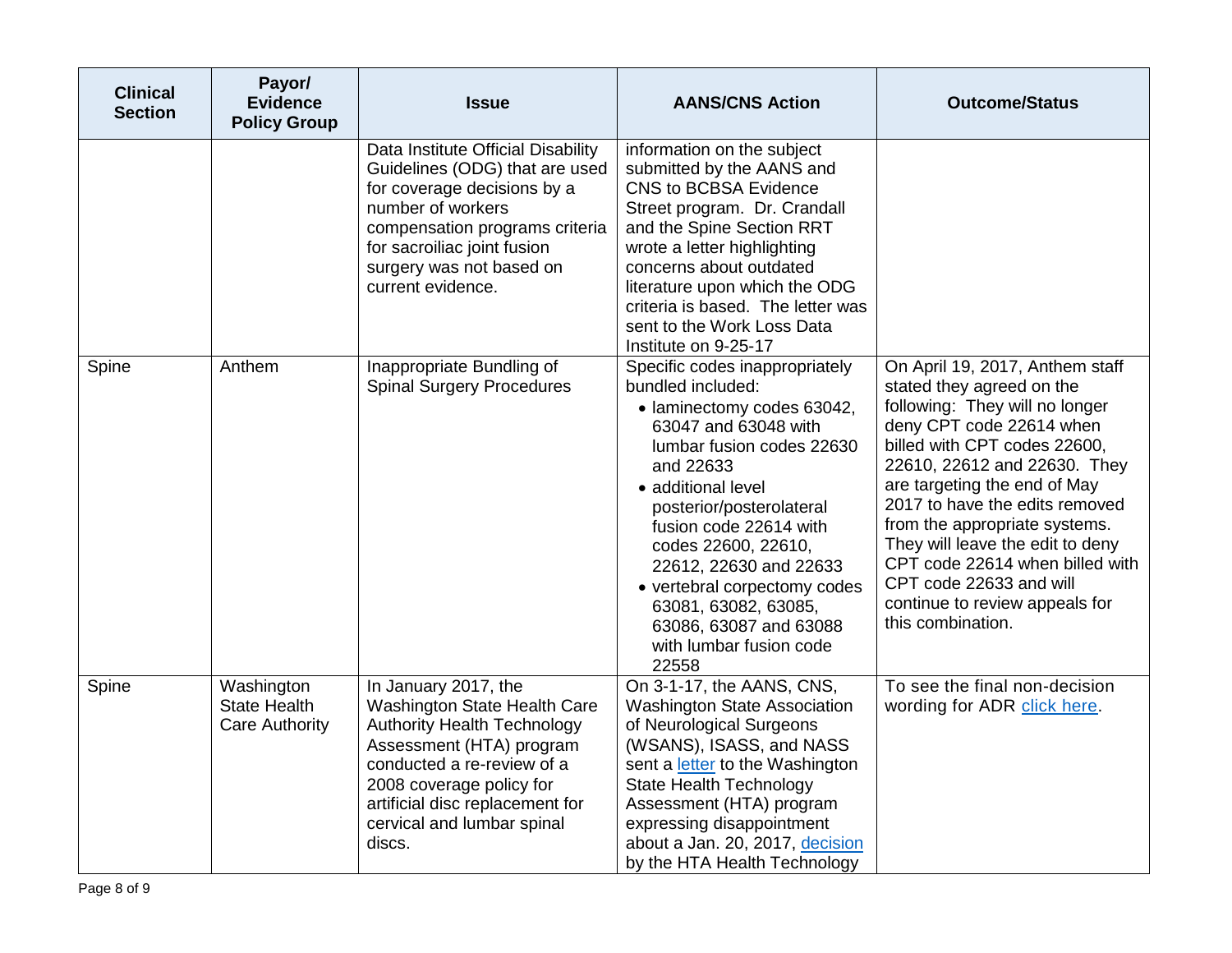| Clinical Section | Payor/ Evidence Policy Group | Issue | AANS/CNS Action | Outcome/Status |
|---|---|---|---|---|
| | | Data Institute Official Disability Guidelines (ODG) that are used for coverage decisions by a number of workers compensation programs criteria for sacroiliac joint fusion surgery was not based on current evidence. | information on the subject submitted by the AANS and CNS to BCBSA Evidence Street program. Dr. Crandall and the Spine Section RRT wrote a letter highlighting concerns about outdated literature upon which the ODG criteria is based. The letter was sent to the Work Loss Data Institute on 9-25-17 | |
| Spine | Anthem | Inappropriate Bundling of Spinal Surgery Procedures | Specific codes inappropriately bundled included: <br>• laminectomy codes 63042, 63047 and 63048 with lumbar fusion codes 22630 and 22633 <br>• additional level posterior/posterolateral fusion code 22614 with codes 22600, 22610, 22612, 22630 and 22633 <br>• vertebral corpectomy codes 63081, 63082, 63085, 63086, 63087 and 63088 with lumbar fusion code 22558 | On April 19, 2017, Anthem staff stated they agreed on the following: They will no longer deny CPT code 22614 when billed with CPT codes 22600, 22610, 22612 and 22630. They are targeting the end of May 2017 to have the edits removed from the appropriate systems. They will leave the edit to deny CPT code 22614 when billed with CPT code 22633 and will continue to review appeals for this combination. |
| Spine | Washington State Health Care Authority | In January 2017, the Washington State Health Care Authority Health Technology Assessment (HTA) program conducted a re-review of a 2008 coverage policy for artificial disc replacement for cervical and lumbar spinal discs. | On 3-1-17, the AANS, CNS, Washington State Association of Neurological Surgeons (WSANS), ISASS, and NASS sent a letter to the Washington State Health Technology Assessment (HTA) program expressing disappointment about a Jan. 20, 2017, decision by the HTA Health Technology | To see the final non-decision wording for ADR click here. |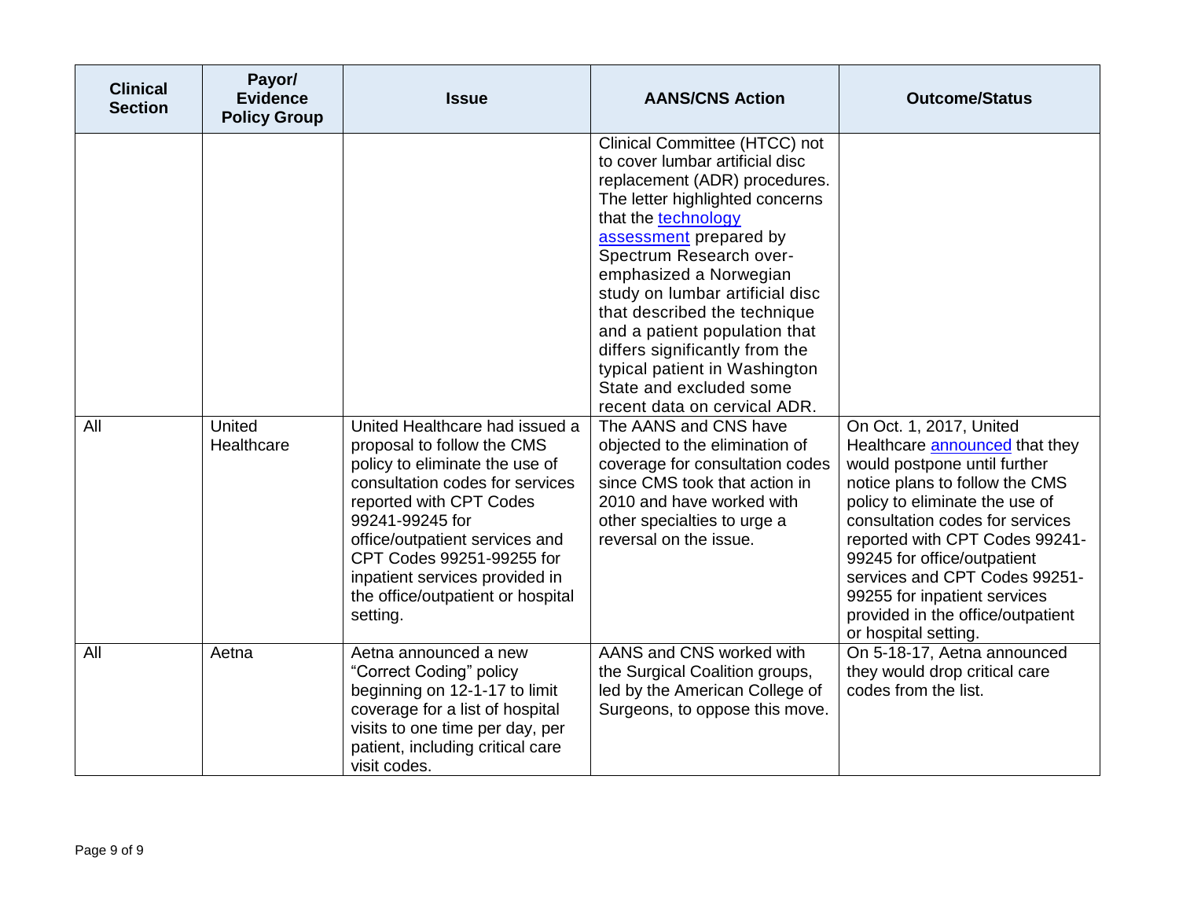| Clinical Section | Payor/ Evidence Policy Group | Issue | AANS/CNS Action | Outcome/Status |
|---|---|---|---|---|
| | | | Clinical Committee (HTCC) not to cover lumbar artificial disc replacement (ADR) procedures. The letter highlighted concerns that the technology assessment prepared by Spectrum Research over-emphasized a Norwegian study on lumbar artificial disc that described the technique and a patient population that differs significantly from the typical patient in Washington State and excluded some recent data on cervical ADR. | |
| All | United Healthcare | United Healthcare had issued a proposal to follow the CMS policy to eliminate the use of consultation codes for services reported with CPT Codes 99241-99245 for office/outpatient services and CPT Codes 99251-99255 for inpatient services provided in the office/outpatient or hospital setting. | The AANS and CNS have objected to the elimination of coverage for consultation codes since CMS took that action in 2010 and have worked with other specialties to urge a reversal on the issue. | On Oct. 1, 2017, United Healthcare announced that they would postpone until further notice plans to follow the CMS policy to eliminate the use of consultation codes for services reported with CPT Codes 99241-99245 for office/outpatient services and CPT Codes 99251-99255 for inpatient services provided in the office/outpatient or hospital setting. |
| All | Aetna | Aetna announced a new "Correct Coding" policy beginning on 12-1-17 to limit coverage for a list of hospital visits to one time per day, per patient, including critical care visit codes. | AANS and CNS worked with the Surgical Coalition groups, led by the American College of Surgeons, to oppose this move. | On 5-18-17, Aetna announced they would drop critical care codes from the list. |